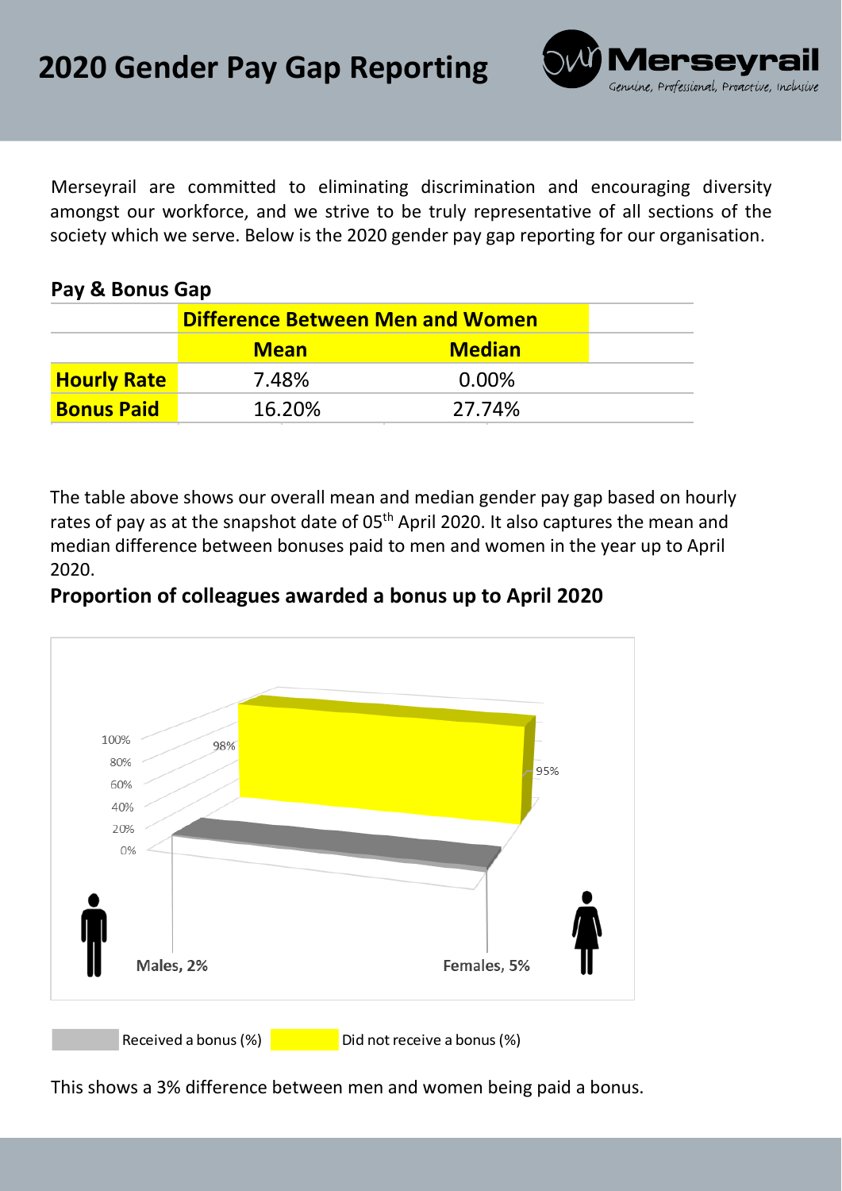# 2020 Gender Pay Gap Reporting

Merseyrail
Genuine, Professional, Proactive, Inclusive

Merseyrail are committed to eliminating discrimination and encouraging diversity amongst our workforce, and we strive to be truly representative of all sections of the society which we serve. Below is the 2020 gender pay gap reporting for our organisation.

## Pay & Bonus Gap

| | Difference Between Men and Women | |
|---|---|---|
| | **Mean** | **Median** |
| **Hourly Rate** | 7.48% | 0.00% |
| **Bonus Paid** | 16.20% | 27.74% |

The table above shows our overall mean and median gender pay gap based on hourly rates of pay as at the snapshot date of 05th April 2020. It also captures the mean and median difference between bonuses paid to men and women in the year up to April 2020.

## Proportion of colleagues awarded a bonus up to April 2020

100%
80%
60%
40%
20%
0%
98%
95%
Males, 2%
Females, 5%

Received a bonus (%) Did not receive a bonus (%)

This shows a 3% difference between men and women being paid a bonus.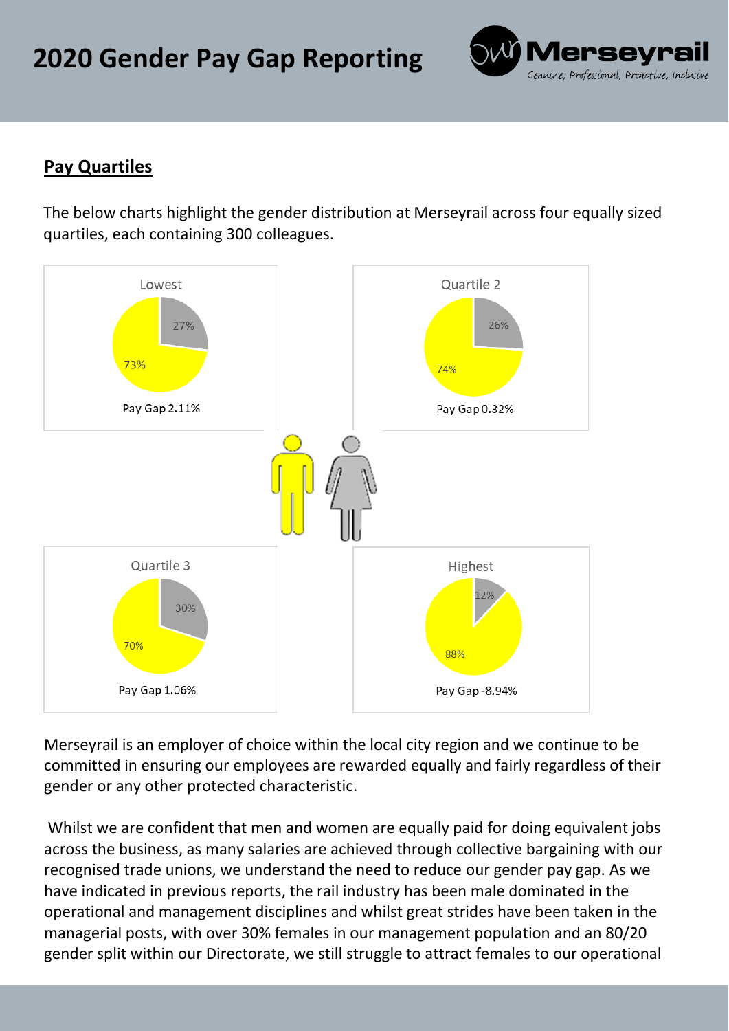## Pay Quartiles

The below charts highlight the gender distribution at Merseyrail across four equally sized quartiles, each containing 300 colleagues.

Lowest

27%

73%

Pay Gap 2.11%

Quartile 2

26%

74%

Pay Gap 0.32%

Quartile 3

30%

70%

Pay Gap 1.06%

Highest

12%

88%

Pay Gap -8.94%

Merseyrail is an employer of choice within the local city region and we continue to be committed in ensuring our employees are rewarded equally and fairly regardless of their gender or any other protected characteristic.

Whilst we are confident that men and women are equally paid for doing equivalent jobs across the business, as many salaries are achieved through collective bargaining with our recognised trade unions, we understand the need to reduce our gender pay gap. As we have indicated in previous reports, the rail industry has been male dominated in the operational and management disciplines and whilst great strides have been taken in the managerial posts, with over 30% females in our management population and an 80/20 gender split within our Directorate, we still struggle to attract females to our operational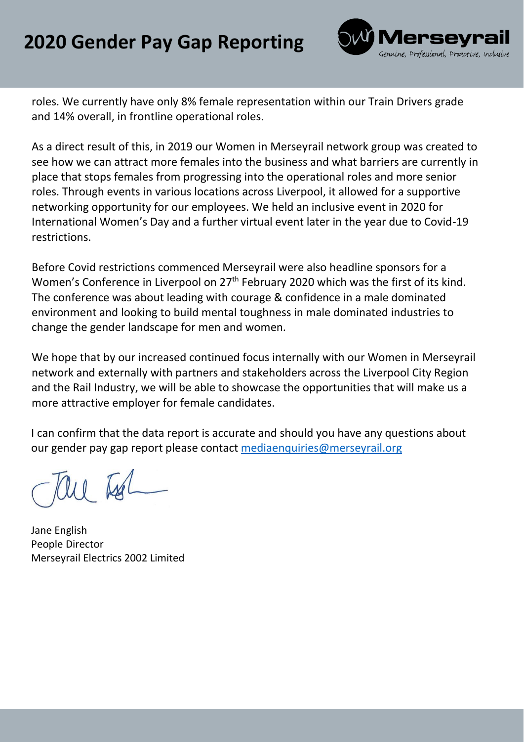roles. We currently have only 8% female representation within our Train Drivers grade and 14% overall, in frontline operational roles.

As a direct result of this, in 2019 our Women in Merseyrail network group was created to see how we can attract more females into the business and what barriers are currently in place that stops females from progressing into the operational roles and more senior roles. Through events in various locations across Liverpool, it allowed for a supportive networking opportunity for our employees. We held an inclusive event in 2020 for International Women's Day and a further virtual event later in the year due to Covid-19 restrictions.

Before Covid restrictions commenced Merseyrail were also headline sponsors for a Women's Conference in Liverpool on 27th February 2020 which was the first of its kind. The conference was about leading with courage & confidence in a male dominated environment and looking to build mental toughness in male dominated industries to change the gender landscape for men and women.

We hope that by our increased continued focus internally with our Women in Merseyrail network and externally with partners and stakeholders across the Liverpool City Region and the Rail Industry, we will be able to showcase the opportunities that will make us a more attractive employer for female candidates.

I can confirm that the data report is accurate and should you have any questions about our gender pay gap report please contact mediaenquiries@merseyrail.org

Jane English
People Director
Merseyrail Electrics 2002 Limited